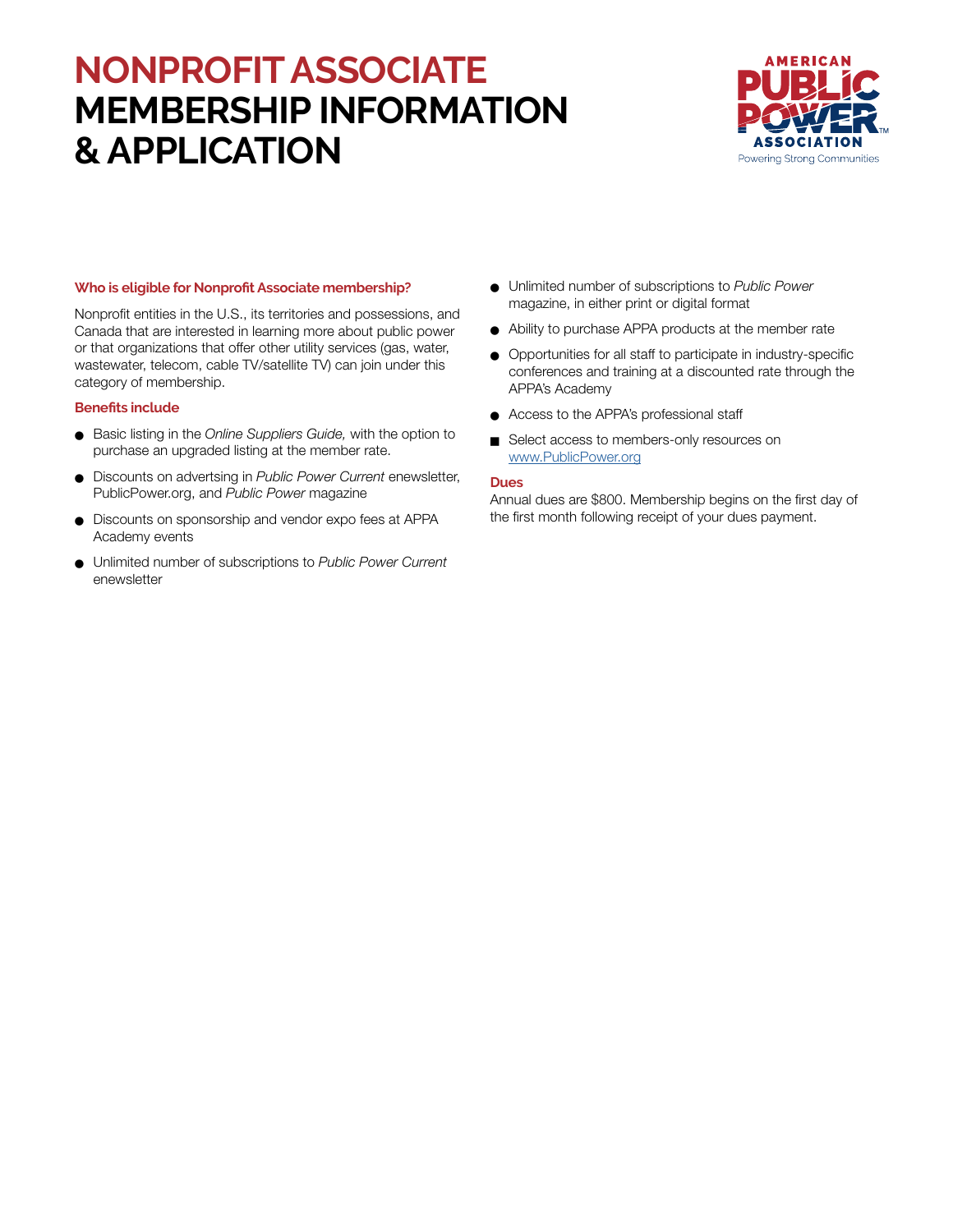# NONPROFIT ASSOCIATE MEMBERSHIP INFORMATION & APPLICATION

### Who is eligible for Nonprofit Associate membership?

Nonprofit entities in the U.S., its territories and possessions, and Canada that are interested in learning more about public power or that organizations that offer other utility services (gas, water, wastewater, telecom, cable TV/satellite TV) can join under this category of membership.

### Benefits include

- Basic listing in the *Online Suppliers Guide,* with the option to purchase an upgraded listing at the member rate.
- Discounts on advertising in *Public Power Current* enewsletter, PublicPower.org, and *Public Power* magazine
- Discounts on sponsorship and vendor expo fees at APPA Academy events
- Unlimited number of subscriptions to *Public Power Current* enewsletter
- Unlimited number of subscriptions to *Public Power* magazine, in either print or digital format
- Ability to purchase APPA products at the member rate
- Opportunities for all staff to participate in industry-specific conferences and training at a discounted rate through the APPA's Academy
- Access to the APPA's professional staff
- Select access to members-only resources on www.PublicPower.org

### Dues

Annual dues are $800. Membership begins on the first day of the first month following receipt of your dues payment.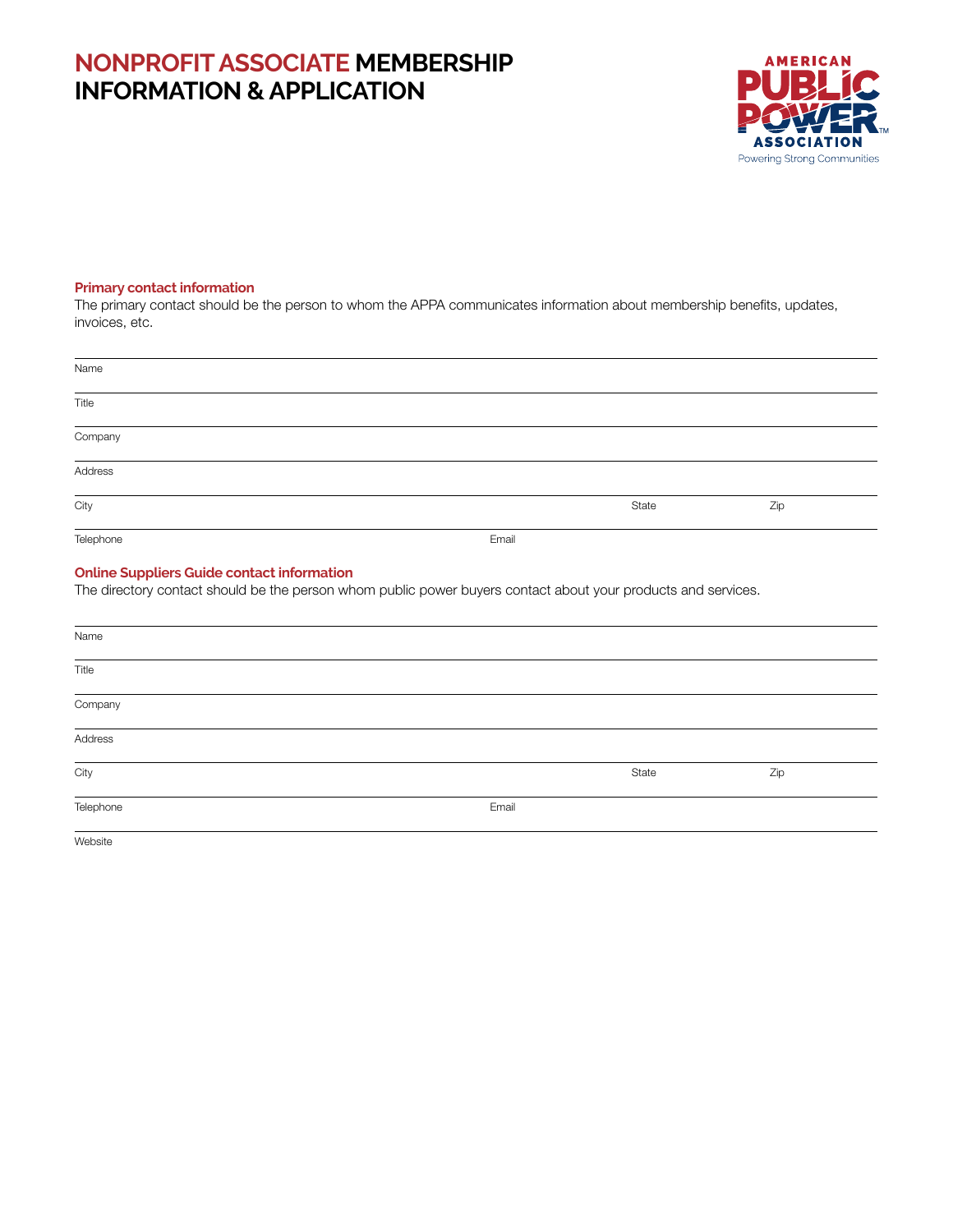# NONPROFIT ASSOCIATE MEMBERSHIP INFORMATION & APPLICATION

AMERICAN PUBLIC POWER ASSOCIATION
Powering Strong Communities

## Primary contact information

The primary contact should be the person to whom the APPA communicates information about membership benefits, updates, invoices, etc.

Name

Title

Company

Address

City State Zip

Telephone Email

## Online Suppliers Guide contact information

The directory contact should be the person whom public power buyers contact about your products and services.

Name

Title

Company

Address

City State Zip

Telephone Email

Website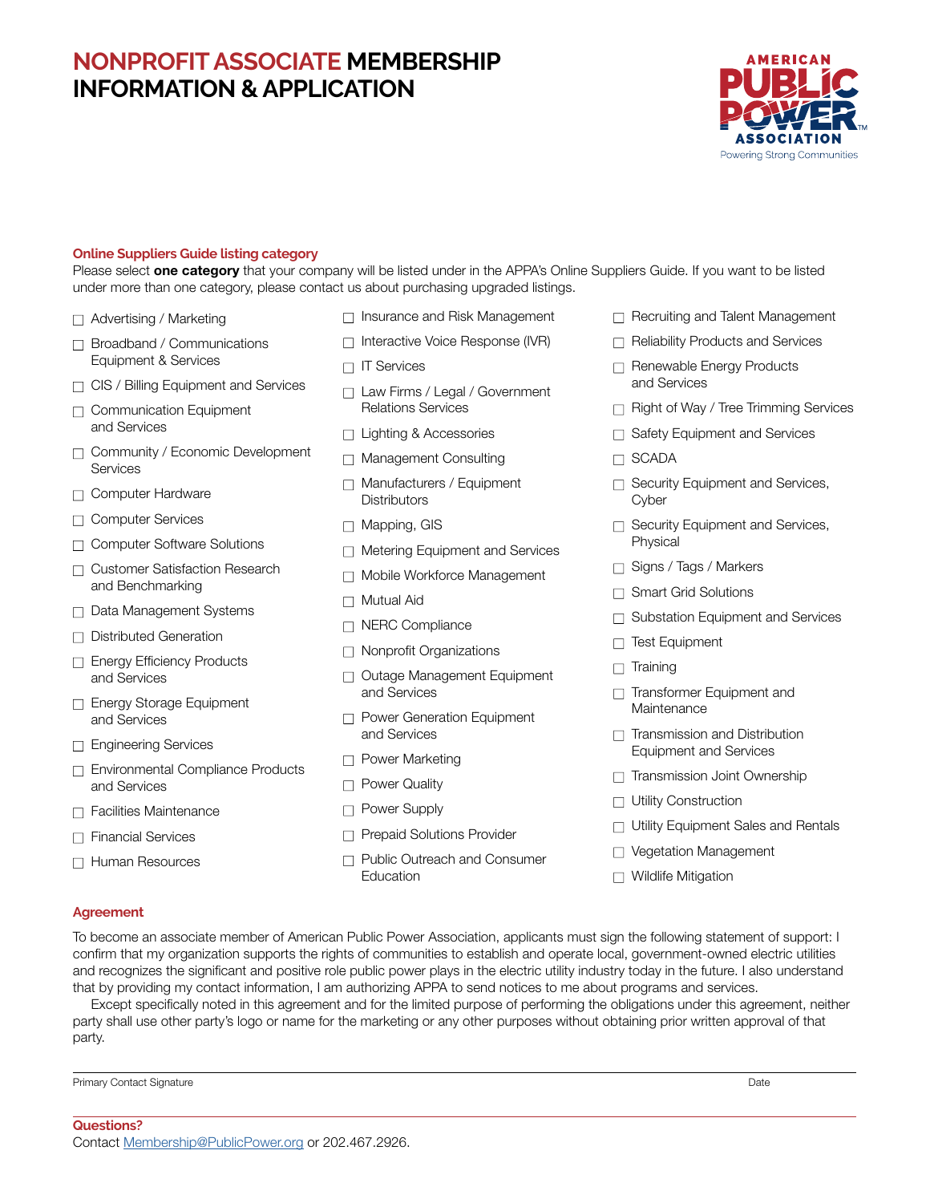# NONPROFIT ASSOCIATE MEMBERSHIP INFORMATION & APPLICATION

### Online Suppliers Guide listing category

Please select **one category** that your company will be listed under in the APPA's Online Suppliers Guide. If you want to be listed under more than one category, please contact us about purchasing upgraded listings.

- ☐ Advertising / Marketing
- ☐ Broadband / Communications Equipment & Services
- ☐ CIS / Billing Equipment and Services
- ☐ Communication Equipment and Services
- ☐ Community / Economic Development Services
- ☐ Computer Hardware
- ☐ Computer Services
- ☐ Computer Software Solutions
- ☐ Customer Satisfaction Research and Benchmarking
- ☐ Data Management Systems
- ☐ Distributed Generation
- ☐ Energy Efficiency Products and Services
- ☐ Energy Storage Equipment and Services
- ☐ Engineering Services
- ☐ Environmental Compliance Products and Services
- ☐ Facilities Maintenance
- ☐ Financial Services
- ☐ Human Resources
- ☐ Insurance and Risk Management
- ☐ Interactive Voice Response (IVR)
- ☐ IT Services
- ☐ Law Firms / Legal / Government Relations Services
- ☐ Lighting & Accessories
- ☐ Management Consulting
- ☐ Manufacturers / Equipment Distributors
- ☐ Mapping, GIS
- ☐ Metering Equipment and Services
- ☐ Mobile Workforce Management
- ☐ Mutual Aid
- ☐ NERC Compliance
- ☐ Nonprofit Organizations
- ☐ Outage Management Equipment and Services
- ☐ Power Generation Equipment and Services
- ☐ Power Marketing
- ☐ Power Quality
- ☐ Power Supply
- ☐ Prepaid Solutions Provider
- ☐ Public Outreach and Consumer Education
- ☐ Recruiting and Talent Management
- ☐ Reliability Products and Services
- ☐ Renewable Energy Products and Services
- ☐ Right of Way / Tree Trimming Services
- ☐ Safety Equipment and Services
- ☐ SCADA
- ☐ Security Equipment and Services, Cyber
- ☐ Security Equipment and Services, Physical
- ☐ Signs / Tags / Markers
- ☐ Smart Grid Solutions
- ☐ Substation Equipment and Services
- ☐ Test Equipment
- ☐ Training
- ☐ Transformer Equipment and Maintenance
- ☐ Transmission and Distribution Equipment and Services
- ☐ Transmission Joint Ownership
- ☐ Utility Construction
- ☐ Utility Equipment Sales and Rentals
- ☐ Vegetation Management
- ☐ Wildlife Mitigation

### Agreement

To become an associate member of American Public Power Association, applicants must sign the following statement of support: I confirm that my organization supports the rights of communities to establish and operate local, government-owned electric utilities and recognizes the significant and positive role public power plays in the electric utility industry today in the future. I also understand that by providing my contact information, I am authorizing APPA to send notices to me about programs and services.

Except specifically noted in this agreement and for the limited purpose of performing the obligations under this agreement, neither party shall use other party's logo or name for the marketing or any other purposes without obtaining prior written approval of that party.

Primary Contact Signature ____________________ Date ____________

### Questions?

Contact Membership@PublicPower.org or 202.467.2926.